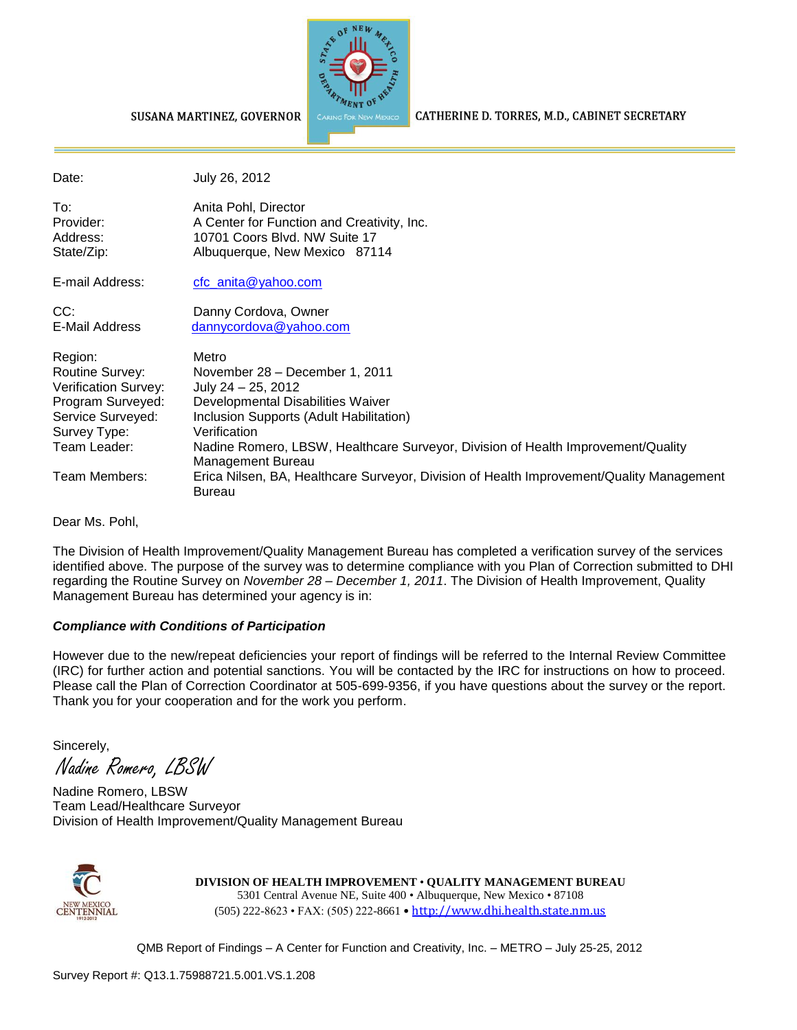SUSANA MARTINEZ, GOVERNOR

CATHERINE D. TORRES, M.D., CABINET SECRETARY

| | |
|---|---|
| Date: | July 26, 2012 |
| To: | Anita Pohl, Director |
| Provider: | A Center for Function and Creativity, Inc. |
| Address: | 10701 Coors Blvd. NW Suite 17 |
| State/Zip: | Albuquerque, New Mexico 87114 |
| E-mail Address: | cfc_anita@yahoo.com |
| CC: | Danny Cordova, Owner |
| E-Mail Address | dannycordova@yahoo.com |
| Region: | Metro |
| Routine Survey: | November 28 – December 1, 2011 |
| Verification Survey: | July 24 – 25, 2012 |
| Program Surveyed: | Developmental Disabilities Waiver |
| Service Surveyed: | Inclusion Supports (Adult Habilitation) |
| Survey Type: | Verification |
| Team Leader: | Nadine Romero, LBSW, Healthcare Surveyor, Division of Health Improvement/Quality Management Bureau |
| Team Members: | Erica Nilsen, BA, Healthcare Surveyor, Division of Health Improvement/Quality Management Bureau |

Dear Ms. Pohl,

The Division of Health Improvement/Quality Management Bureau has completed a verification survey of the services identified above. The purpose of the survey was to determine compliance with you Plan of Correction submitted to DHI regarding the Routine Survey on *November 28 – December 1, 2011*. The Division of Health Improvement, Quality Management Bureau has determined your agency is in:

***Compliance with Conditions of Participation***

However due to the new/repeat deficiencies your report of findings will be referred to the Internal Review Committee (IRC) for further action and potential sanctions. You will be contacted by the IRC for instructions on how to proceed. Please call the Plan of Correction Coordinator at 505-699-9356, if you have questions about the survey or the report. Thank you for your cooperation and for the work you perform.

Sincerely,

*Nadine Romero, LBSW*

Nadine Romero, LBSW
Team Lead/Healthcare Surveyor
Division of Health Improvement/Quality Management Bureau

**DIVISION OF HEALTH IMPROVEMENT • QUALITY MANAGEMENT BUREAU**
5301 Central Avenue NE, Suite 400 • Albuquerque, New Mexico • 87108
(505) 222-8623 • FAX: (505) 222-8661 • http://www.dhi.health.state.nm.us

QMB Report of Findings – A Center for Function and Creativity, Inc. – METRO – July 25-25, 2012

Survey Report #: Q13.1.75988721.5.001.VS.1.208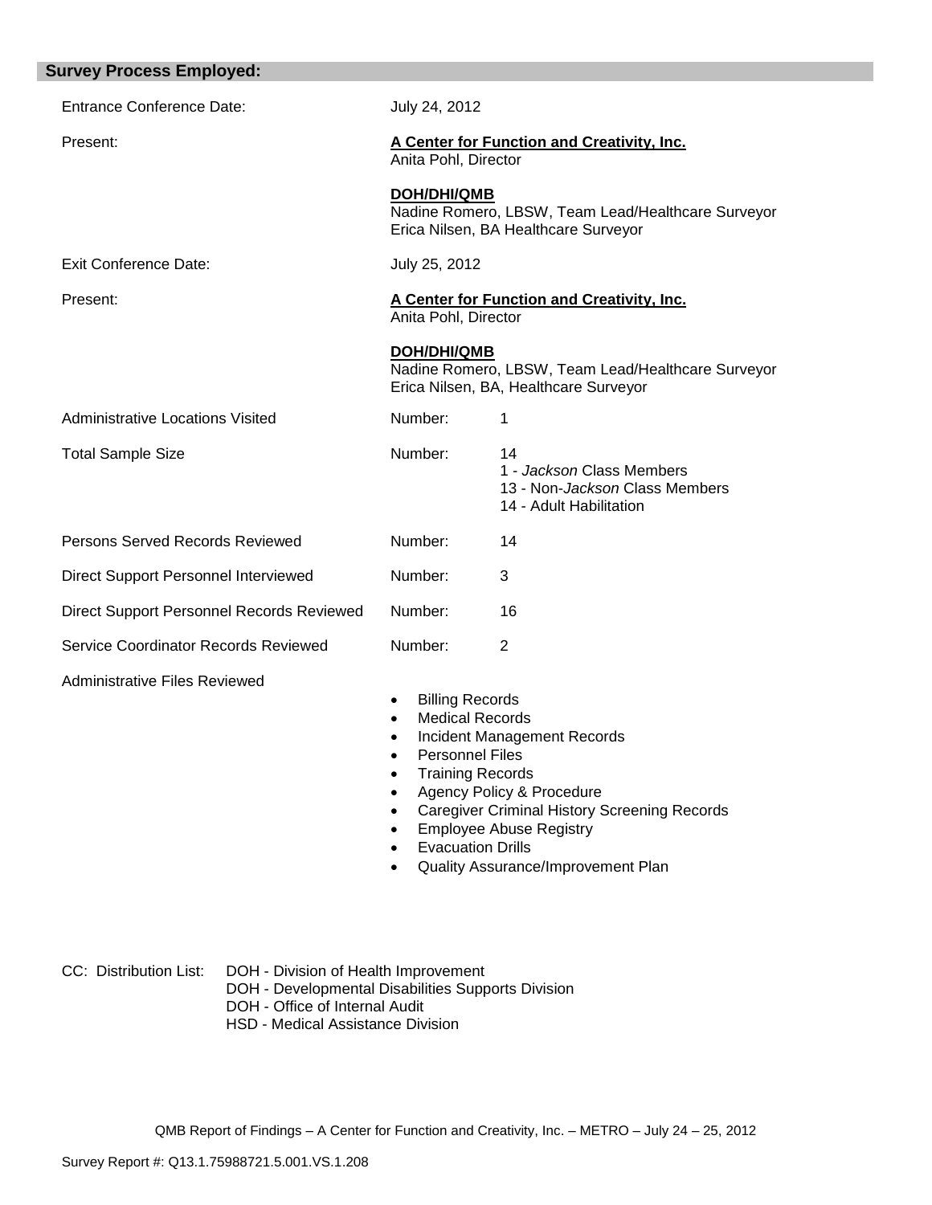## Survey Process Employed:

| | | |
|---|---|---|
| Entrance Conference Date: | July 24, 2012 | |
| Present: | **A Center for Function and Creativity, Inc.**<br>Anita Pohl, Director<br><br>**DOH/DHI/QMB**<br>Nadine Romero, LBSW, Team Lead/Healthcare Surveyor<br>Erica Nilsen, BA Healthcare Surveyor | |
| Exit Conference Date: | July 25, 2012 | |
| Present: | **A Center for Function and Creativity, Inc.**<br>Anita Pohl, Director<br><br>**DOH/DHI/QMB**<br>Nadine Romero, LBSW, Team Lead/Healthcare Surveyor<br>Erica Nilsen, BA, Healthcare Surveyor | |
| Administrative Locations Visited | Number: | 1 |
| Total Sample Size | Number: | 14<br>1 - *Jackson* Class Members<br>13 - Non-*Jackson* Class Members<br>14 - Adult Habilitation |
| Persons Served Records Reviewed | Number: | 14 |
| Direct Support Personnel Interviewed | Number: | 3 |
| Direct Support Personnel Records Reviewed | Number: | 16 |
| Service Coordinator Records Reviewed | Number: | 2 |

Administrative Files Reviewed

- Billing Records
- Medical Records
- Incident Management Records
- Personnel Files
- Training Records
- Agency Policy & Procedure
- Caregiver Criminal History Screening Records
- Employee Abuse Registry
- Evacuation Drills
- Quality Assurance/Improvement Plan

CC: Distribution List:
DOH - Division of Health Improvement
DOH - Developmental Disabilities Supports Division
DOH - Office of Internal Audit
HSD - Medical Assistance Division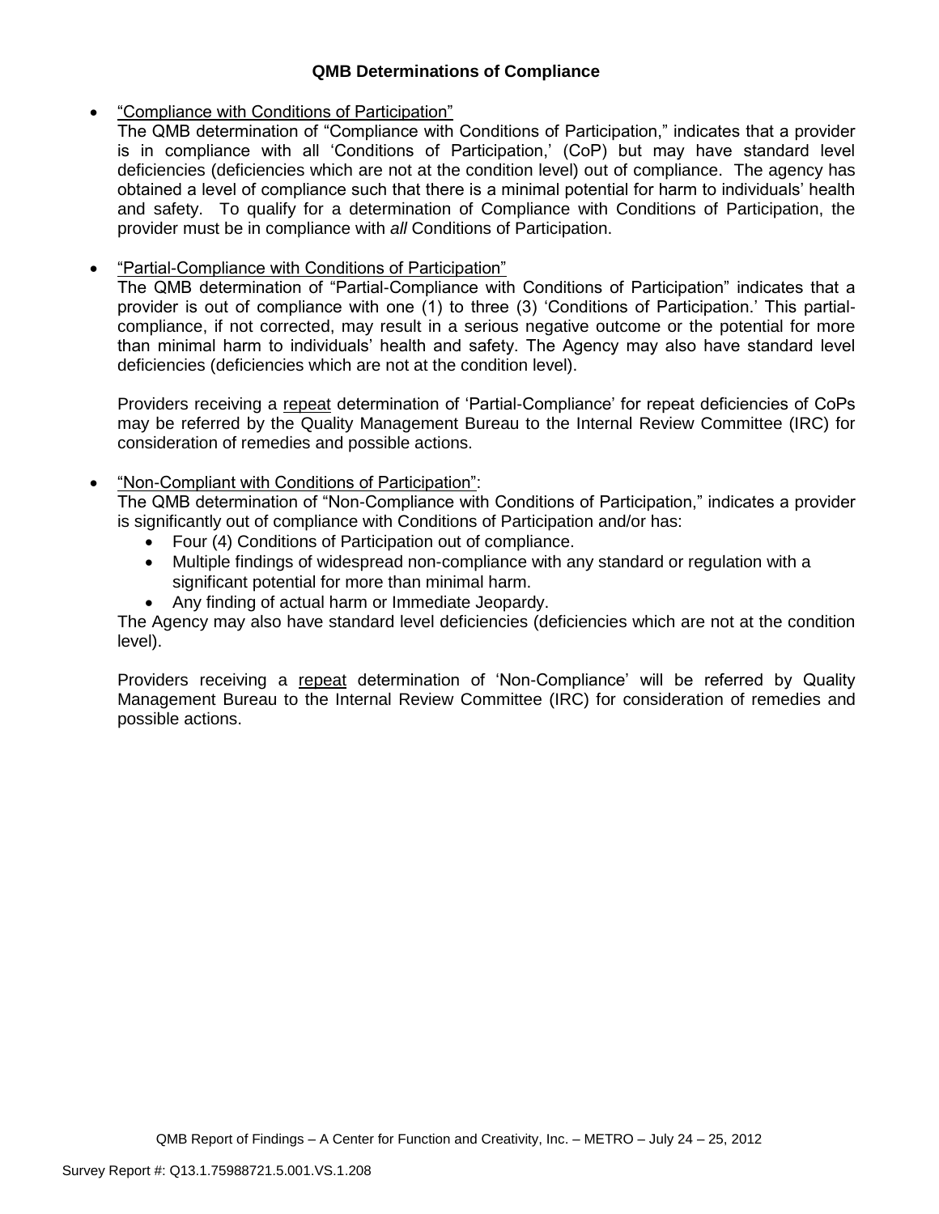### QMB Determinations of Compliance

- "Compliance with Conditions of Participation"
  The QMB determination of "Compliance with Conditions of Participation," indicates that a provider is in compliance with all 'Conditions of Participation,' (CoP) but may have standard level deficiencies (deficiencies which are not at the condition level) out of compliance. The agency has obtained a level of compliance such that there is a minimal potential for harm to individuals' health and safety. To qualify for a determination of Compliance with Conditions of Participation, the provider must be in compliance with *all* Conditions of Participation.

- "Partial-Compliance with Conditions of Participation"
  The QMB determination of "Partial-Compliance with Conditions of Participation" indicates that a provider is out of compliance with one (1) to three (3) 'Conditions of Participation.' This partial-compliance, if not corrected, may result in a serious negative outcome or the potential for more than minimal harm to individuals' health and safety. The Agency may also have standard level deficiencies (deficiencies which are not at the condition level).

  Providers receiving a repeat determination of 'Partial-Compliance' for repeat deficiencies of CoPs may be referred by the Quality Management Bureau to the Internal Review Committee (IRC) for consideration of remedies and possible actions.

- "Non-Compliant with Conditions of Participation":
  The QMB determination of "Non-Compliance with Conditions of Participation," indicates a provider is significantly out of compliance with Conditions of Participation and/or has:
  - Four (4) Conditions of Participation out of compliance.
  - Multiple findings of widespread non-compliance with any standard or regulation with a significant potential for more than minimal harm.
  - Any finding of actual harm or Immediate Jeopardy.

  The Agency may also have standard level deficiencies (deficiencies which are not at the condition level).

  Providers receiving a repeat determination of 'Non-Compliance' will be referred by Quality Management Bureau to the Internal Review Committee (IRC) for consideration of remedies and possible actions.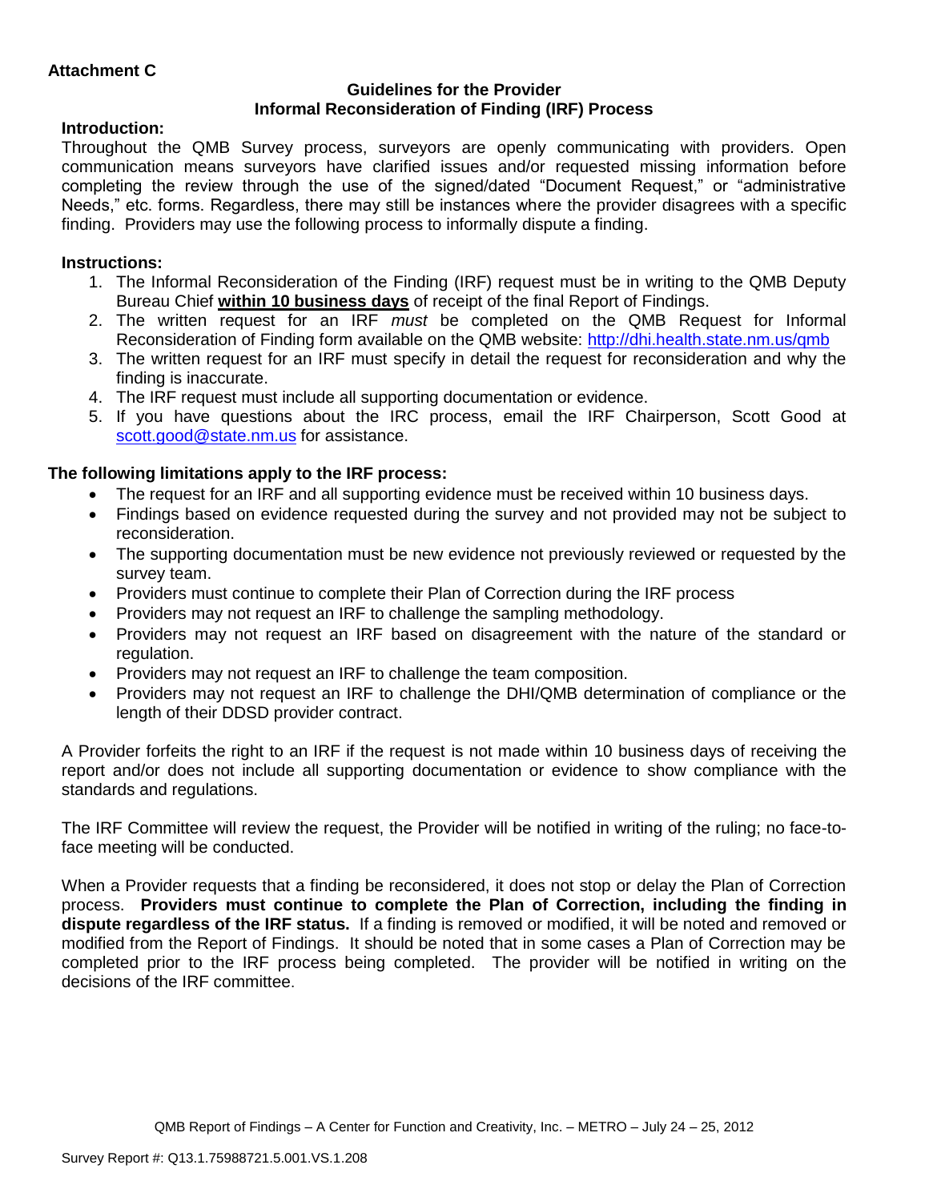**Attachment C**

**Guidelines for the Provider**
**Informal Reconsideration of Finding (IRF) Process**

**Introduction:**

Throughout the QMB Survey process, surveyors are openly communicating with providers. Open communication means surveyors have clarified issues and/or requested missing information before completing the review through the use of the signed/dated "Document Request," or "administrative Needs," etc. forms. Regardless, there may still be instances where the provider disagrees with a specific finding. Providers may use the following process to informally dispute a finding.

**Instructions:**

1. The Informal Reconsideration of the Finding (IRF) request must be in writing to the QMB Deputy Bureau Chief **within 10 business days** of receipt of the final Report of Findings.
2. The written request for an IRF *must* be completed on the QMB Request for Informal Reconsideration of Finding form available on the QMB website: http://dhi.health.state.nm.us/qmb
3. The written request for an IRF must specify in detail the request for reconsideration and why the finding is inaccurate.
4. The IRF request must include all supporting documentation or evidence.
5. If you have questions about the IRC process, email the IRF Chairperson, Scott Good at scott.good@state.nm.us for assistance.

**The following limitations apply to the IRF process:**

- The request for an IRF and all supporting evidence must be received within 10 business days.
- Findings based on evidence requested during the survey and not provided may not be subject to reconsideration.
- The supporting documentation must be new evidence not previously reviewed or requested by the survey team.
- Providers must continue to complete their Plan of Correction during the IRF process
- Providers may not request an IRF to challenge the sampling methodology.
- Providers may not request an IRF based on disagreement with the nature of the standard or regulation.
- Providers may not request an IRF to challenge the team composition.
- Providers may not request an IRF to challenge the DHI/QMB determination of compliance or the length of their DDSD provider contract.

A Provider forfeits the right to an IRF if the request is not made within 10 business days of receiving the report and/or does not include all supporting documentation or evidence to show compliance with the standards and regulations.

The IRF Committee will review the request, the Provider will be notified in writing of the ruling; no face-to-face meeting will be conducted.

When a Provider requests that a finding be reconsidered, it does not stop or delay the Plan of Correction process. **Providers must continue to complete the Plan of Correction, including the finding in dispute regardless of the IRF status.** If a finding is removed or modified, it will be noted and removed or modified from the Report of Findings. It should be noted that in some cases a Plan of Correction may be completed prior to the IRF process being completed. The provider will be notified in writing on the decisions of the IRF committee.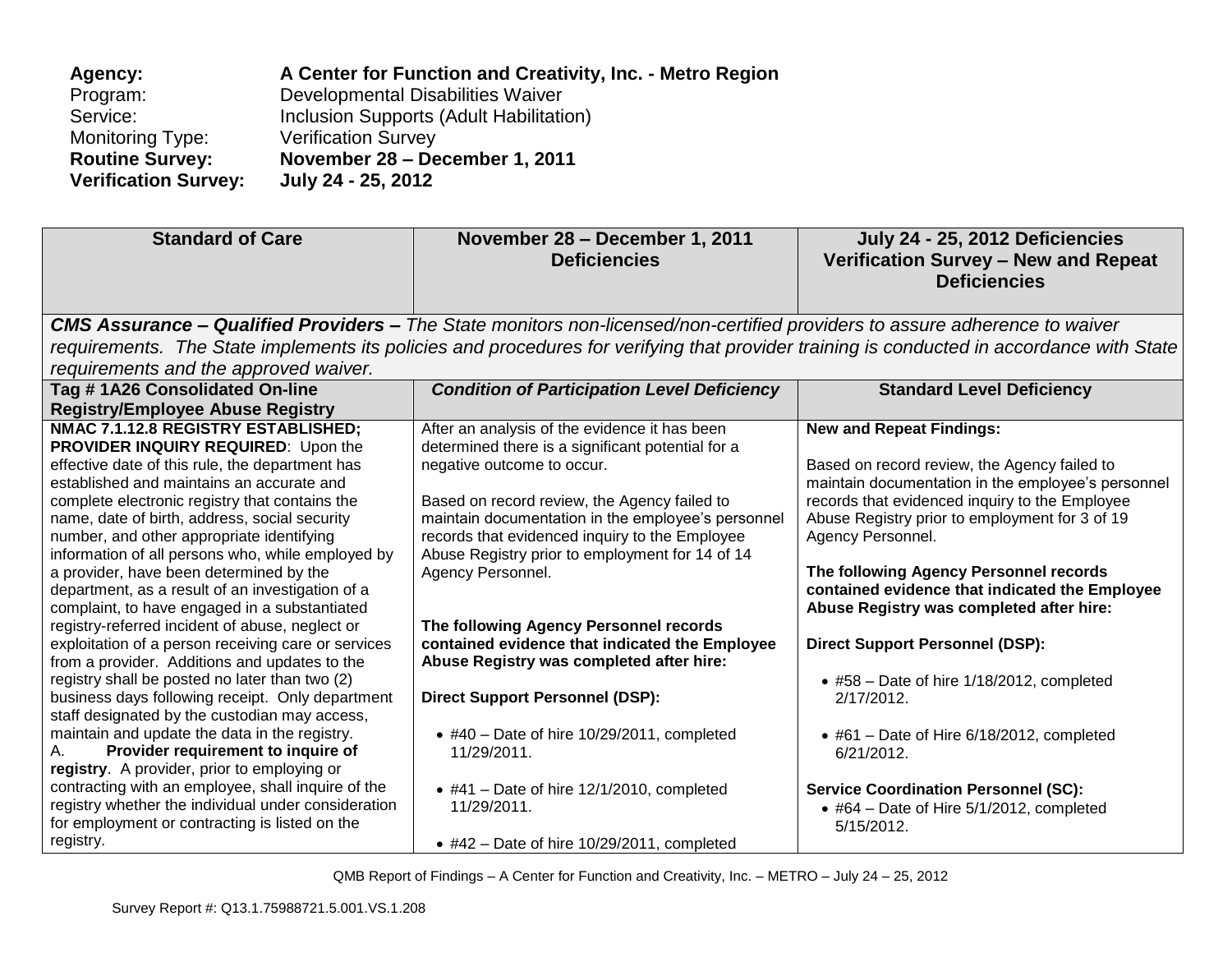**Agency:** **A Center for Function and Creativity, Inc. - Metro Region**
Program: Developmental Disabilities Waiver
Service: Inclusion Supports (Adult Habilitation)
Monitoring Type: Verification Survey
**Routine Survey:** **November 28 – December 1, 2011**
**Verification Survey:** **July 24 - 25, 2012**

| Standard of Care | November 28 – December 1, 2011 Deficiencies | July 24 - 25, 2012 Deficiencies Verification Survey – New and Repeat Deficiencies |
|---|---|---|
| ***CMS Assurance – Qualified Providers –*** *The State monitors non-licensed/non-certified providers to assure adherence to waiver requirements. The State implements its policies and procedures for verifying that provider training is conducted in accordance with State requirements and the approved waiver.* | | |
| **Tag # 1A26 Consolidated On-line Registry/Employee Abuse Registry** | ***Condition of Participation Level Deficiency*** | **Standard Level Deficiency** |
| **NMAC 7.1.12.8 REGISTRY ESTABLISHED; PROVIDER INQUIRY REQUIRED**: Upon the effective date of this rule, the department has established and maintains an accurate and complete electronic registry that contains the name, date of birth, address, social security number, and other appropriate identifying information of all persons who, while employed by a provider, have been determined by the department, as a result of an investigation of a complaint, to have engaged in a substantiated registry-referred incident of abuse, neglect or exploitation of a person receiving care or services from a provider. Additions and updates to the registry shall be posted no later than two (2) business days following receipt. Only department staff designated by the custodian may access, maintain and update the data in the registry.<br>A. **Provider requirement to inquire of registry**. A provider, prior to employing or contracting with an employee, shall inquire of the registry whether the individual under consideration for employment or contracting is listed on the registry. | After an analysis of the evidence it has been determined there is a significant potential for a negative outcome to occur.<br><br>Based on record review, the Agency failed to maintain documentation in the employee's personnel records that evidenced inquiry to the Employee Abuse Registry prior to employment for 14 of 14 Agency Personnel.<br><br>**The following Agency Personnel records contained evidence that indicated the Employee Abuse Registry was completed after hire:**<br><br>**Direct Support Personnel (DSP):**<br><br>• #40 – Date of hire 10/29/2011, completed 11/29/2011.<br><br>• #41 – Date of hire 12/1/2010, completed 11/29/2011.<br><br>• #42 – Date of hire 10/29/2011, completed | **New and Repeat Findings:**<br><br>Based on record review, the Agency failed to maintain documentation in the employee's personnel records that evidenced inquiry to the Employee Abuse Registry prior to employment for 3 of 19 Agency Personnel.<br><br>**The following Agency Personnel records contained evidence that indicated the Employee Abuse Registry was completed after hire:**<br><br>**Direct Support Personnel (DSP):**<br><br>• #58 – Date of hire 1/18/2012, completed 2/17/2012.<br><br>• #61 – Date of Hire 6/18/2012, completed 6/21/2012.<br><br>**Service Coordination Personnel (SC):**<br>• #64 – Date of Hire 5/1/2012, completed 5/15/2012. |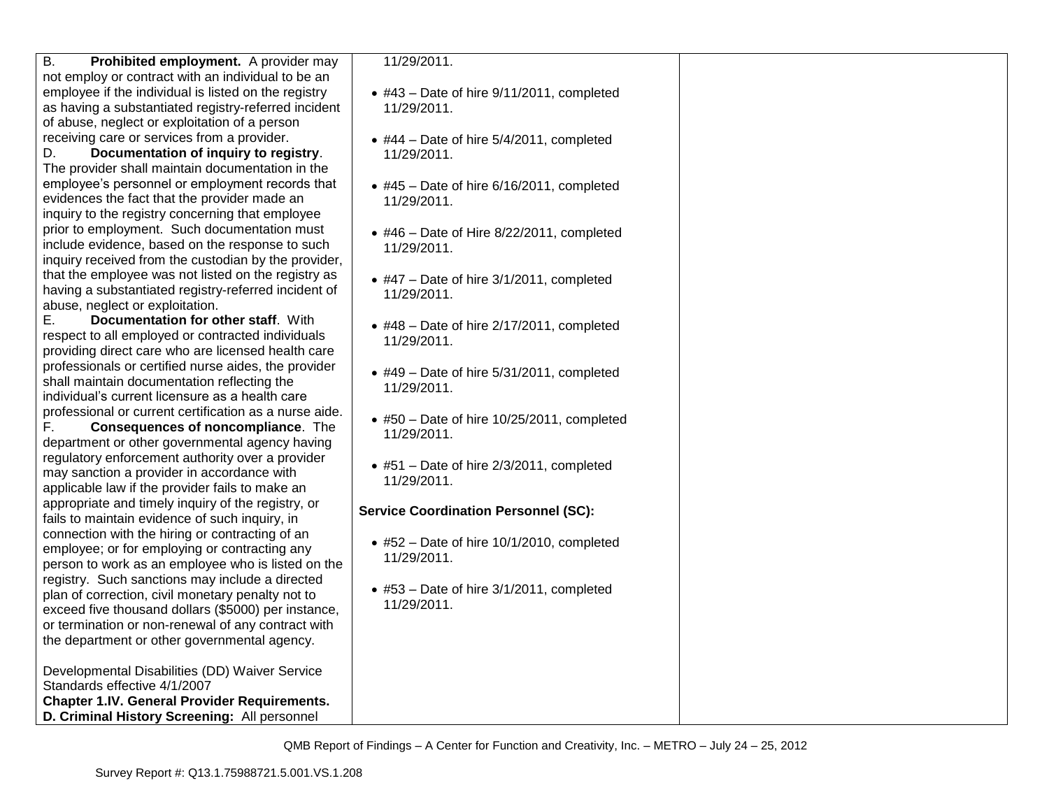| | | |
|---|---|---|
| B. **Prohibited employment.** A provider may not employ or contract with an individual to be an employee if the individual is listed on the registry as having a substantiated registry-referred incident of abuse, neglect or exploitation of a person receiving care or services from a provider.<br>D. **Documentation of inquiry to registry**. The provider shall maintain documentation in the employee's personnel or employment records that evidences the fact that the provider made an inquiry to the registry concerning that employee prior to employment. Such documentation must include evidence, based on the response to such inquiry received from the custodian by the provider, that the employee was not listed on the registry as having a substantiated registry-referred incident of abuse, neglect or exploitation.<br>E. **Documentation for other staff**. With respect to all employed or contracted individuals providing direct care who are licensed health care professionals or certified nurse aides, the provider shall maintain documentation reflecting the individual's current licensure as a health care professional or current certification as a nurse aide.<br>F. **Consequences of noncompliance**. The department or other governmental agency having regulatory enforcement authority over a provider may sanction a provider in accordance with applicable law if the provider fails to make an appropriate and timely inquiry of the registry, or fails to maintain evidence of such inquiry, in connection with the hiring or contracting of an employee; or for employing or contracting any person to work as an employee who is listed on the registry. Such sanctions may include a directed plan of correction, civil monetary penalty not to exceed five thousand dollars ($5000) per instance, or termination or non-renewal of any contract with the department or other governmental agency.<br><br>Developmental Disabilities (DD) Waiver Service Standards effective 4/1/2007<br>**Chapter 1.IV. General Provider Requirements. D. Criminal History Screening:** All personnel | 11/29/2011.<br><br>• #43 – Date of hire 9/11/2011, completed 11/29/2011.<br><br>• #44 – Date of hire 5/4/2011, completed 11/29/2011.<br><br>• #45 – Date of hire 6/16/2011, completed 11/29/2011.<br><br>• #46 – Date of Hire 8/22/2011, completed 11/29/2011.<br><br>• #47 – Date of hire 3/1/2011, completed 11/29/2011.<br><br>• #48 – Date of hire 2/17/2011, completed 11/29/2011.<br><br>• #49 – Date of hire 5/31/2011, completed 11/29/2011.<br><br>• #50 – Date of hire 10/25/2011, completed 11/29/2011.<br><br>• #51 – Date of hire 2/3/2011, completed 11/29/2011.<br><br>**Service Coordination Personnel (SC):**<br><br>• #52 – Date of hire 10/1/2010, completed 11/29/2011.<br><br>• #53 – Date of hire 3/1/2011, completed 11/29/2011. | |

QMB Report of Findings – A Center for Function and Creativity, Inc. – METRO – July 24 – 25, 2012

Survey Report #: Q13.1.75988721.5.001.VS.1.208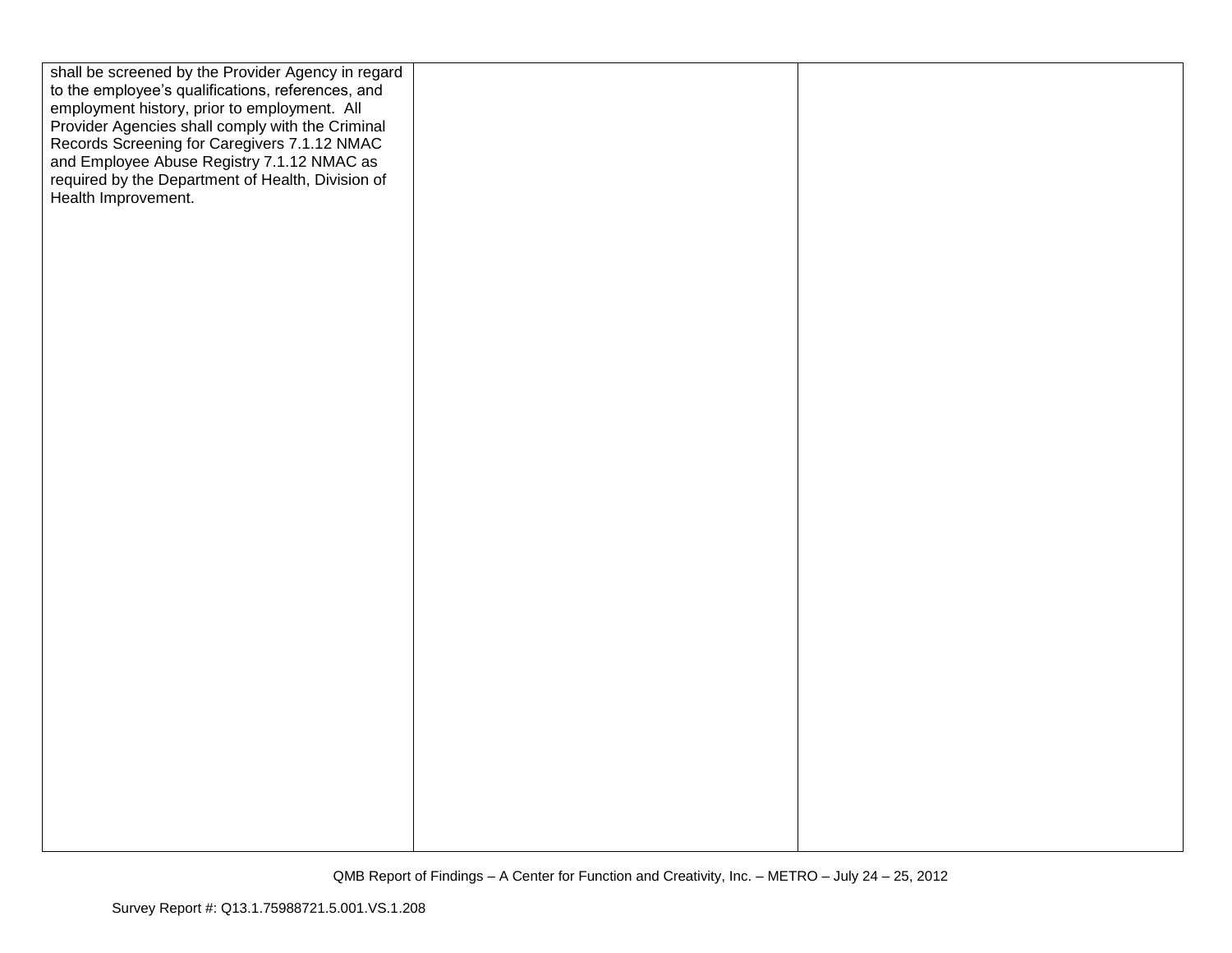| | | |
|---|---|---|
| shall be screened by the Provider Agency in regard to the employee's qualifications, references, and employment history, prior to employment. All Provider Agencies shall comply with the Criminal Records Screening for Caregivers 7.1.12 NMAC and Employee Abuse Registry 7.1.12 NMAC as required by the Department of Health, Division of Health Improvement. | | |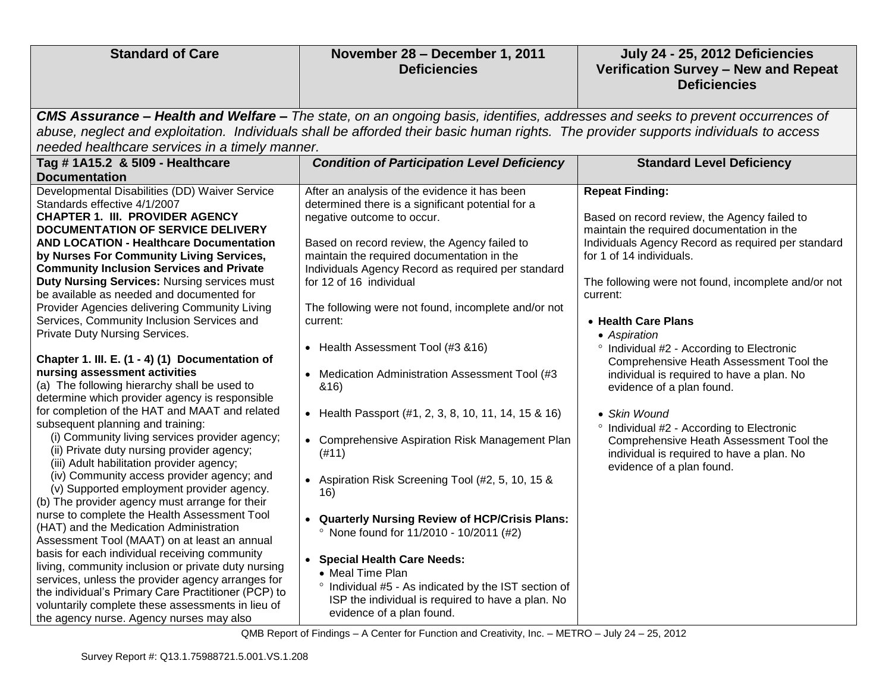| Standard of Care | November 28 – December 1, 2011 Deficiencies | July 24 - 25, 2012 Deficiencies Verification Survey – New and Repeat Deficiencies |
|---|---|---|
| ***CMS Assurance – Health and Welfare –** The state, on an ongoing basis, identifies, addresses and seeks to prevent occurrences of abuse, neglect and exploitation. Individuals shall be afforded their basic human rights. The provider supports individuals to access needed healthcare services in a timely manner.* | | |
| **Tag # 1A15.2 & 5I09 - Healthcare Documentation** | ***Condition of Participation Level Deficiency*** | **Standard Level Deficiency** |
| Developmental Disabilities (DD) Waiver Service Standards effective 4/1/2007<br>**CHAPTER 1. III. PROVIDER AGENCY DOCUMENTATION OF SERVICE DELIVERY AND LOCATION - Healthcare Documentation by Nurses For Community Living Services, Community Inclusion Services and Private Duty Nursing Services:** Nursing services must be available as needed and documented for Provider Agencies delivering Community Living Services, Community Inclusion Services and Private Duty Nursing Services.<br><br>**Chapter 1. III. E. (1 - 4) (1) Documentation of nursing assessment activities**<br>(a) The following hierarchy shall be used to determine which provider agency is responsible for completion of the HAT and MAAT and related subsequent planning and training:<br>(i) Community living services provider agency;<br>(ii) Private duty nursing provider agency;<br>(iii) Adult habilitation provider agency;<br>(iv) Community access provider agency; and<br>(v) Supported employment provider agency.<br>(b) The provider agency must arrange for their nurse to complete the Health Assessment Tool (HAT) and the Medication Administration Assessment Tool (MAAT) on at least an annual basis for each individual receiving community living, community inclusion or private duty nursing services, unless the provider agency arranges for the individual's Primary Care Practitioner (PCP) to voluntarily complete these assessments in lieu of the agency nurse. Agency nurses may also | After an analysis of the evidence it has been determined there is a significant potential for a negative outcome to occur.<br><br>Based on record review, the Agency failed to maintain the required documentation in the Individuals Agency Record as required per standard for 12 of 16 individual<br><br>The following were not found, incomplete and/or not current:<br><br>• Health Assessment Tool (#3 &16)<br><br>• Medication Administration Assessment Tool (#3 &16)<br><br>• Health Passport (#1, 2, 3, 8, 10, 11, 14, 15 & 16)<br><br>• Comprehensive Aspiration Risk Management Plan (#11)<br><br>• Aspiration Risk Screening Tool (#2, 5, 10, 15 & 16)<br><br>• **Quarterly Nursing Review of HCP/Crisis Plans:**<br>° None found for 11/2010 - 10/2011 (#2)<br><br>• **Special Health Care Needs:**<br>• Meal Time Plan<br>° Individual #5 - As indicated by the IST section of ISP the individual is required to have a plan. No evidence of a plan found. | **Repeat Finding:**<br><br>Based on record review, the Agency failed to maintain the required documentation in the Individuals Agency Record as required per standard for 1 of 14 individuals.<br><br>The following were not found, incomplete and/or not current:<br><br>• **Health Care Plans**<br>• *Aspiration*<br>° Individual #2 - According to Electronic Comprehensive Heath Assessment Tool the individual is required to have a plan. No evidence of a plan found.<br><br>• *Skin Wound*<br>° Individual #2 - According to Electronic Comprehensive Heath Assessment Tool the individual is required to have a plan. No evidence of a plan found. |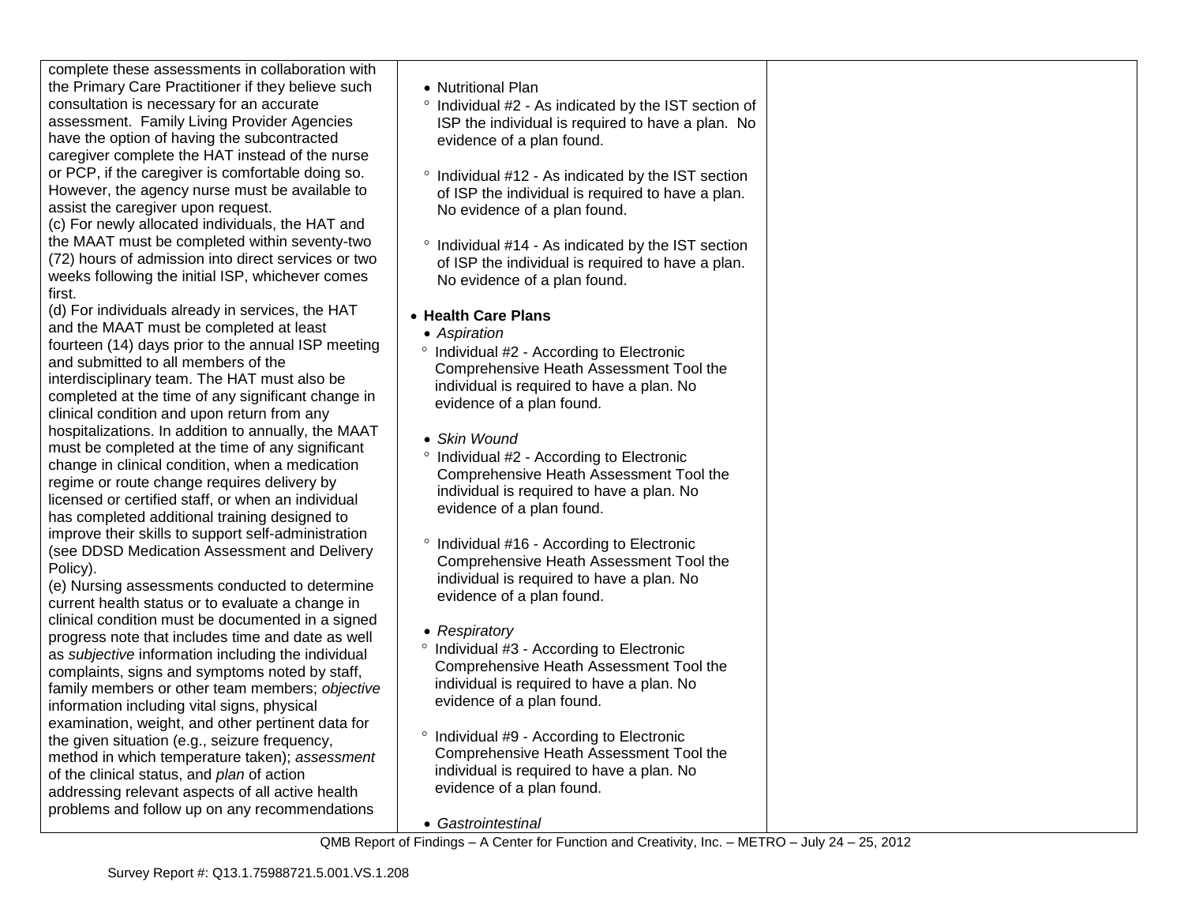| | | |
|---|---|---|
| complete these assessments in collaboration with the Primary Care Practitioner if they believe such consultation is necessary for an accurate assessment. Family Living Provider Agencies have the option of having the subcontracted caregiver complete the HAT instead of the nurse or PCP, if the caregiver is comfortable doing so. However, the agency nurse must be available to assist the caregiver upon request.<br>(c) For newly allocated individuals, the HAT and the MAAT must be completed within seventy-two (72) hours of admission into direct services or two weeks following the initial ISP, whichever comes first.<br>(d) For individuals already in services, the HAT and the MAAT must be completed at least fourteen (14) days prior to the annual ISP meeting and submitted to all members of the interdisciplinary team. The HAT must also be completed at the time of any significant change in clinical condition and upon return from any hospitalizations. In addition to annually, the MAAT must be completed at the time of any significant change in clinical condition, when a medication regime or route change requires delivery by licensed or certified staff, or when an individual has completed additional training designed to improve their skills to support self-administration (see DDSD Medication Assessment and Delivery Policy).<br>(e) Nursing assessments conducted to determine current health status or to evaluate a change in clinical condition must be documented in a signed progress note that includes time and date as well as *subjective* information including the individual complaints, signs and symptoms noted by staff, family members or other team members; *objective* information including vital signs, physical examination, weight, and other pertinent data for the given situation (e.g., seizure frequency, method in which temperature taken); *assessment* of the clinical status, and *plan* of action addressing relevant aspects of all active health problems and follow up on any recommendations | • Nutritional Plan<br>° Individual #2 - As indicated by the IST section of ISP the individual is required to have a plan. No evidence of a plan found.<br><br>° Individual #12 - As indicated by the IST section of ISP the individual is required to have a plan. No evidence of a plan found.<br><br>° Individual #14 - As indicated by the IST section of ISP the individual is required to have a plan. No evidence of a plan found.<br><br>• **Health Care Plans**<br>• *Aspiration*<br>° Individual #2 - According to Electronic Comprehensive Heath Assessment Tool the individual is required to have a plan. No evidence of a plan found.<br><br>• *Skin Wound*<br>° Individual #2 - According to Electronic Comprehensive Heath Assessment Tool the individual is required to have a plan. No evidence of a plan found.<br><br>° Individual #16 - According to Electronic Comprehensive Heath Assessment Tool the individual is required to have a plan. No evidence of a plan found.<br><br>• *Respiratory*<br>° Individual #3 - According to Electronic Comprehensive Heath Assessment Tool the individual is required to have a plan. No evidence of a plan found.<br><br>° Individual #9 - According to Electronic Comprehensive Heath Assessment Tool the individual is required to have a plan. No evidence of a plan found.<br><br>• *Gastrointestinal* | |

QMB Report of Findings – A Center for Function and Creativity, Inc. – METRO – July 24 – 25, 2012

Survey Report #: Q13.1.75988721.5.001.VS.1.208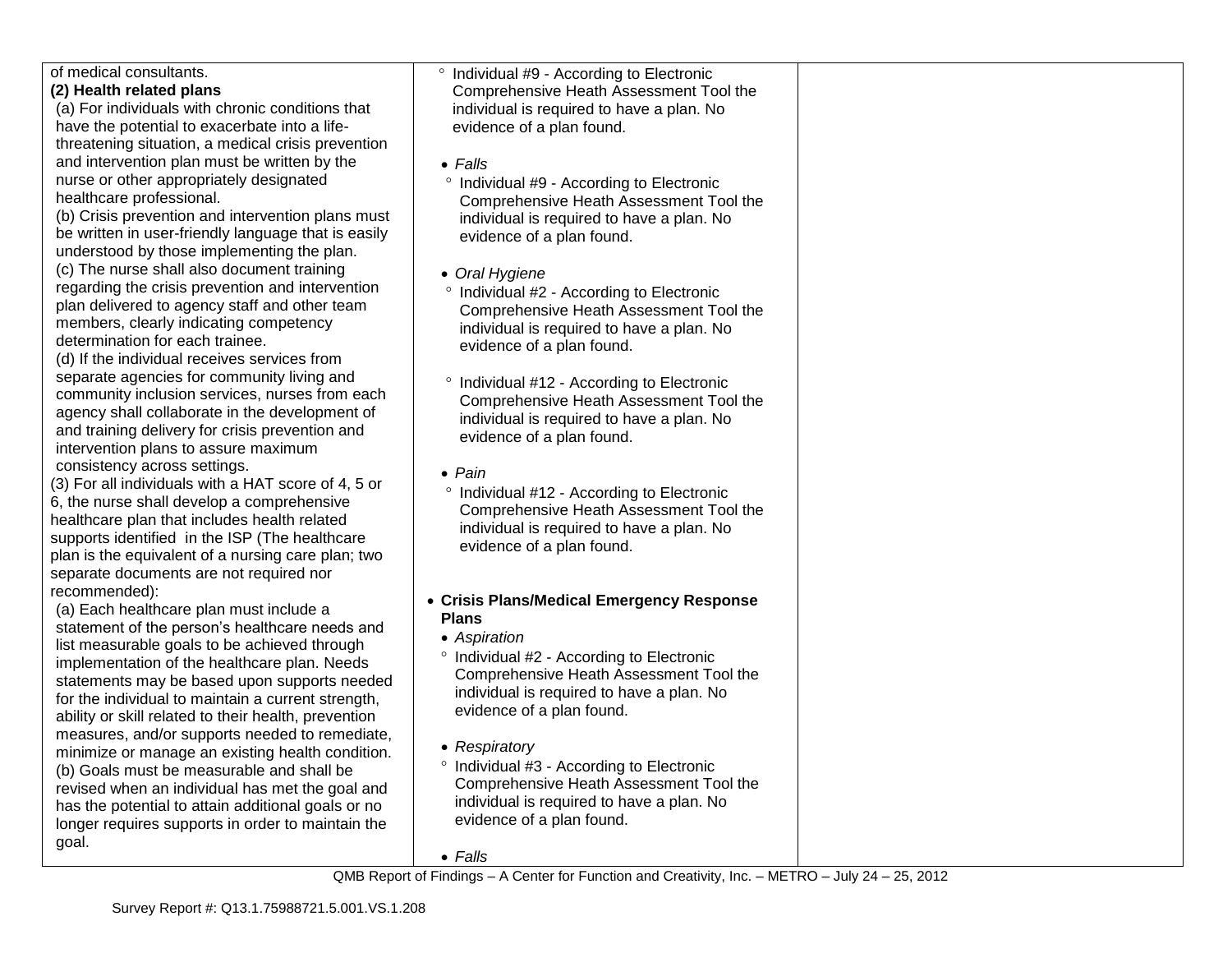| | | |
|---|---|---|
| of medical consultants.<br>**(2) Health related plans**<br>(a) For individuals with chronic conditions that have the potential to exacerbate into a life-threatening situation, a medical crisis prevention and intervention plan must be written by the nurse or other appropriately designated healthcare professional.<br>(b) Crisis prevention and intervention plans must be written in user-friendly language that is easily understood by those implementing the plan.<br>(c) The nurse shall also document training regarding the crisis prevention and intervention plan delivered to agency staff and other team members, clearly indicating competency determination for each trainee.<br>(d) If the individual receives services from separate agencies for community living and community inclusion services, nurses from each agency shall collaborate in the development of and training delivery for crisis prevention and intervention plans to assure maximum consistency across settings.<br>(3) For all individuals with a HAT score of 4, 5 or 6, the nurse shall develop a comprehensive healthcare plan that includes health related supports identified in the ISP (The healthcare plan is the equivalent of a nursing care plan; two separate documents are not required nor recommended):<br>(a) Each healthcare plan must include a statement of the person's healthcare needs and list measurable goals to be achieved through implementation of the healthcare plan. Needs statements may be based upon supports needed for the individual to maintain a current strength, ability or skill related to their health, prevention measures, and/or supports needed to remediate, minimize or manage an existing health condition.<br>(b) Goals must be measurable and shall be revised when an individual has met the goal and has the potential to attain additional goals or no longer requires supports in order to maintain the goal. | ° Individual #9 - According to Electronic Comprehensive Heath Assessment Tool the individual is required to have a plan. No evidence of a plan found.<br><br>• *Falls*<br>° Individual #9 - According to Electronic Comprehensive Heath Assessment Tool the individual is required to have a plan. No evidence of a plan found.<br><br>• *Oral Hygiene*<br>° Individual #2 - According to Electronic Comprehensive Heath Assessment Tool the individual is required to have a plan. No evidence of a plan found.<br><br>° Individual #12 - According to Electronic Comprehensive Heath Assessment Tool the individual is required to have a plan. No evidence of a plan found.<br><br>• *Pain*<br>° Individual #12 - According to Electronic Comprehensive Heath Assessment Tool the individual is required to have a plan. No evidence of a plan found.<br><br>• **Crisis Plans/Medical Emergency Response Plans**<br>• *Aspiration*<br>° Individual #2 - According to Electronic Comprehensive Heath Assessment Tool the individual is required to have a plan. No evidence of a plan found.<br><br>• *Respiratory*<br>° Individual #3 - According to Electronic Comprehensive Heath Assessment Tool the individual is required to have a plan. No evidence of a plan found.<br><br>• *Falls* | |

QMB Report of Findings – A Center for Function and Creativity, Inc. – METRO – July 24 – 25, 2012

Survey Report #: Q13.1.75988721.5.001.VS.1.208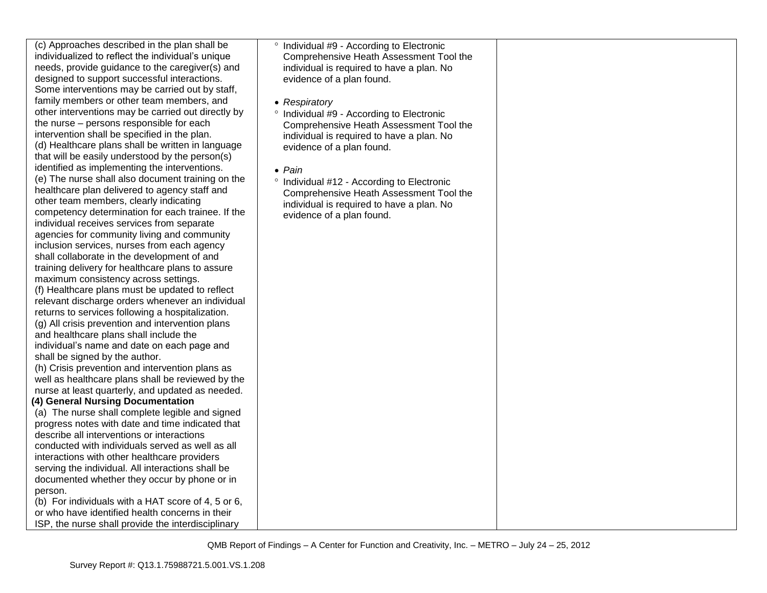| | | |
|---|---|---|
| (c) Approaches described in the plan shall be individualized to reflect the individual's unique needs, provide guidance to the caregiver(s) and designed to support successful interactions. Some interventions may be carried out by staff, family members or other team members, and other interventions may be carried out directly by the nurse – persons responsible for each intervention shall be specified in the plan.<br>(d) Healthcare plans shall be written in language that will be easily understood by the person(s) identified as implementing the interventions.<br>(e) The nurse shall also document training on the healthcare plan delivered to agency staff and other team members, clearly indicating competency determination for each trainee. If the individual receives services from separate agencies for community living and community inclusion services, nurses from each agency shall collaborate in the development of and training delivery for healthcare plans to assure maximum consistency across settings.<br>(f) Healthcare plans must be updated to reflect relevant discharge orders whenever an individual returns to services following a hospitalization.<br>(g) All crisis prevention and intervention plans and healthcare plans shall include the individual's name and date on each page and shall be signed by the author.<br>(h) Crisis prevention and intervention plans as well as healthcare plans shall be reviewed by the nurse at least quarterly, and updated as needed.<br>**(4) General Nursing Documentation**<br>(a) The nurse shall complete legible and signed progress notes with date and time indicated that describe all interventions or interactions conducted with individuals served as well as all interactions with other healthcare providers serving the individual. All interactions shall be documented whether they occur by phone or in person.<br>(b) For individuals with a HAT score of 4, 5 or 6, or who have identified health concerns in their ISP, the nurse shall provide the interdisciplinary | ° Individual #9 - According to Electronic Comprehensive Heath Assessment Tool the individual is required to have a plan. No evidence of a plan found.<br><br>• *Respiratory*<br>° Individual #9 - According to Electronic Comprehensive Heath Assessment Tool the individual is required to have a plan. No evidence of a plan found.<br><br>• *Pain*<br>° Individual #12 - According to Electronic Comprehensive Heath Assessment Tool the individual is required to have a plan. No evidence of a plan found. | |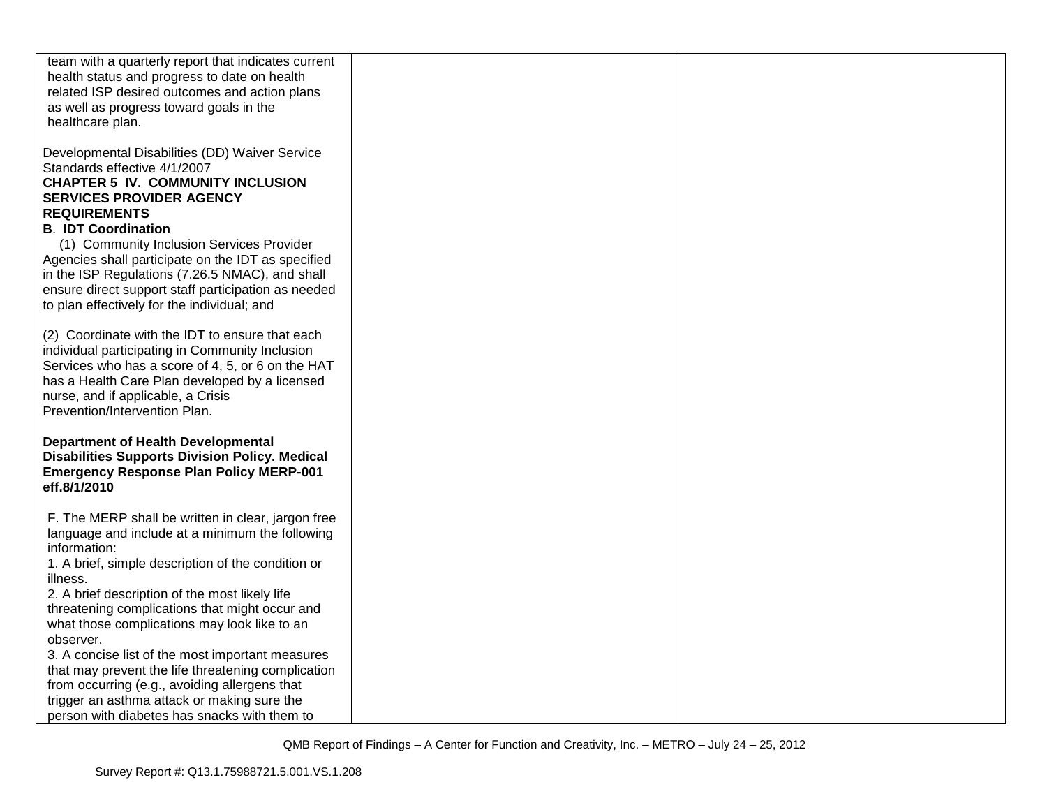| | | |
|---|---|---|
| team with a quarterly report that indicates current health status and progress to date on health related ISP desired outcomes and action plans as well as progress toward goals in the healthcare plan.<br><br>Developmental Disabilities (DD) Waiver Service Standards effective 4/1/2007<br>**CHAPTER 5 IV. COMMUNITY INCLUSION SERVICES PROVIDER AGENCY REQUIREMENTS**<br>**B. IDT Coordination**<br>(1) Community Inclusion Services Provider Agencies shall participate on the IDT as specified in the ISP Regulations (7.26.5 NMAC), and shall ensure direct support staff participation as needed to plan effectively for the individual; and<br><br>(2) Coordinate with the IDT to ensure that each individual participating in Community Inclusion Services who has a score of 4, 5, or 6 on the HAT has a Health Care Plan developed by a licensed nurse, and if applicable, a Crisis Prevention/Intervention Plan.<br><br>**Department of Health Developmental Disabilities Supports Division Policy. Medical Emergency Response Plan Policy MERP-001 eff.8/1/2010**<br><br>F. The MERP shall be written in clear, jargon free language and include at a minimum the following information:<br>1. A brief, simple description of the condition or illness.<br>2. A brief description of the most likely life threatening complications that might occur and what those complications may look like to an observer.<br>3. A concise list of the most important measures that may prevent the life threatening complication from occurring (e.g., avoiding allergens that trigger an asthma attack or making sure the person with diabetes has snacks with them to | | |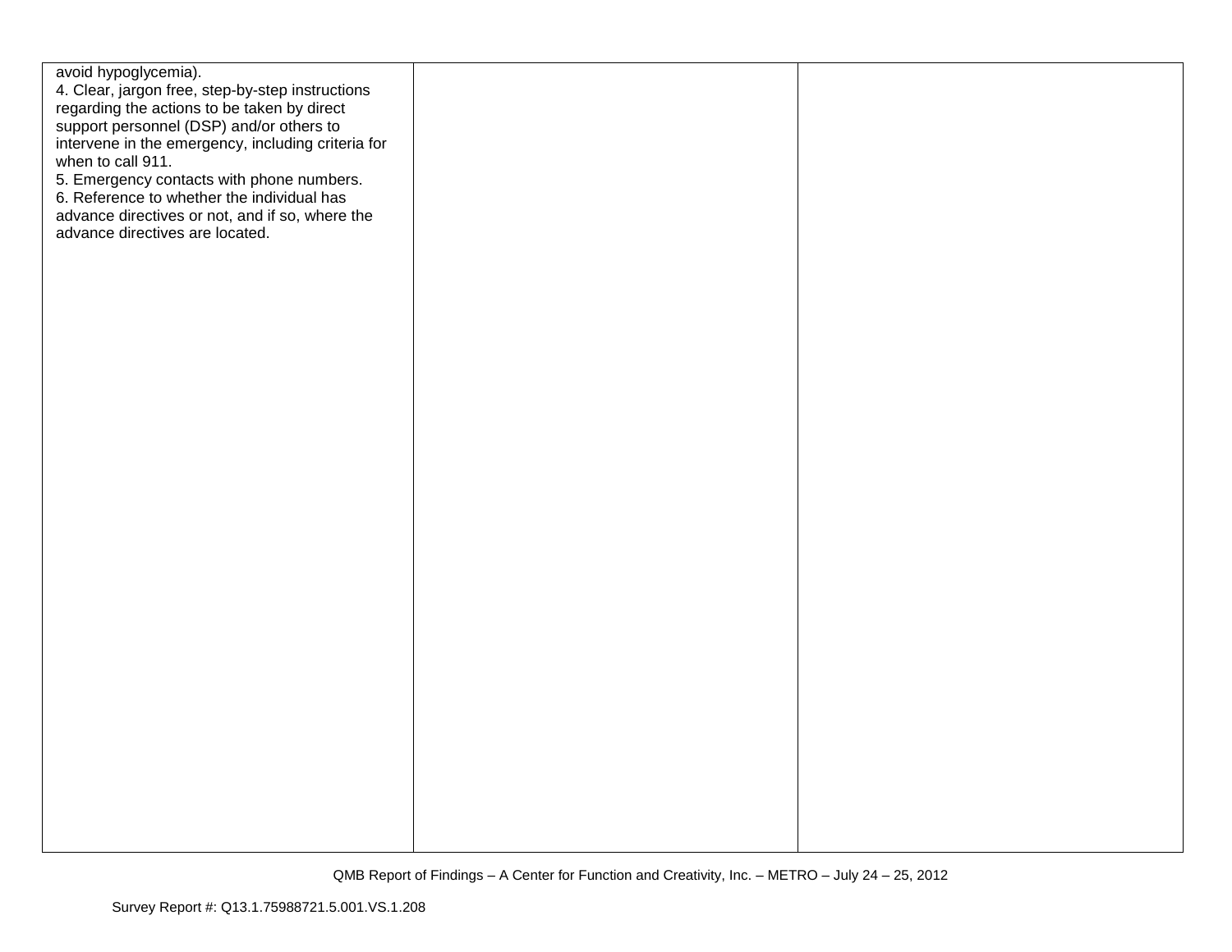| | | |
|---|---|---|
| avoid hypoglycemia).<br>4. Clear, jargon free, step-by-step instructions regarding the actions to be taken by direct support personnel (DSP) and/or others to intervene in the emergency, including criteria for when to call 911.<br>5. Emergency contacts with phone numbers.<br>6. Reference to whether the individual has advance directives or not, and if so, where the advance directives are located. | | |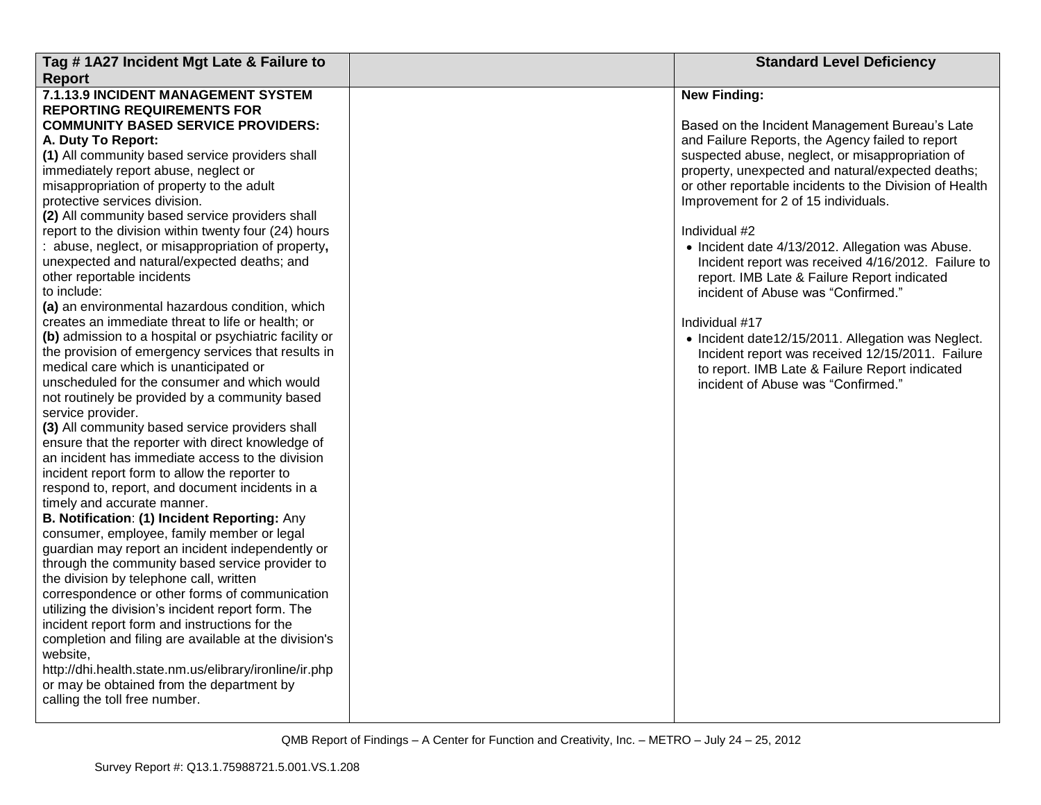| Tag # 1A27 Incident Mgt Late & Failure to Report | | Standard Level Deficiency |
|---|---|---|
| **7.1.13.9 INCIDENT MANAGEMENT SYSTEM REPORTING REQUIREMENTS FOR COMMUNITY BASED SERVICE PROVIDERS:**<br>**A. Duty To Report:**<br>**(1)** All community based service providers shall immediately report abuse, neglect or misappropriation of property to the adult protective services division.<br>**(2)** All community based service providers shall report to the division within twenty four (24) hours : abuse, neglect, or misappropriation of property**,** unexpected and natural/expected deaths; and other reportable incidents to include:<br>**(a)** an environmental hazardous condition, which creates an immediate threat to life or health; or<br>**(b)** admission to a hospital or psychiatric facility or the provision of emergency services that results in medical care which is unanticipated or unscheduled for the consumer and which would not routinely be provided by a community based service provider.<br>**(3)** All community based service providers shall ensure that the reporter with direct knowledge of an incident has immediate access to the division incident report form to allow the reporter to respond to, report, and document incidents in a timely and accurate manner.<br>**B. Notification**: **(1) Incident Reporting:** Any consumer, employee, family member or legal guardian may report an incident independently or through the community based service provider to the division by telephone call, written correspondence or other forms of communication utilizing the division's incident report form. The incident report form and instructions for the completion and filing are available at the division's website, http://dhi.health.state.nm.us/elibrary/ironline/ir.php or may be obtained from the department by calling the toll free number. | | **New Finding:**<br><br>Based on the Incident Management Bureau's Late and Failure Reports, the Agency failed to report suspected abuse, neglect, or misappropriation of property, unexpected and natural/expected deaths; or other reportable incidents to the Division of Health Improvement for 2 of 15 individuals.<br><br>Individual #2<br>• Incident date 4/13/2012. Allegation was Abuse. Incident report was received 4/16/2012. Failure to report. IMB Late & Failure Report indicated incident of Abuse was "Confirmed."<br><br>Individual #17<br>• Incident date12/15/2011. Allegation was Neglect. Incident report was received 12/15/2011. Failure to report. IMB Late & Failure Report indicated incident of Abuse was "Confirmed." |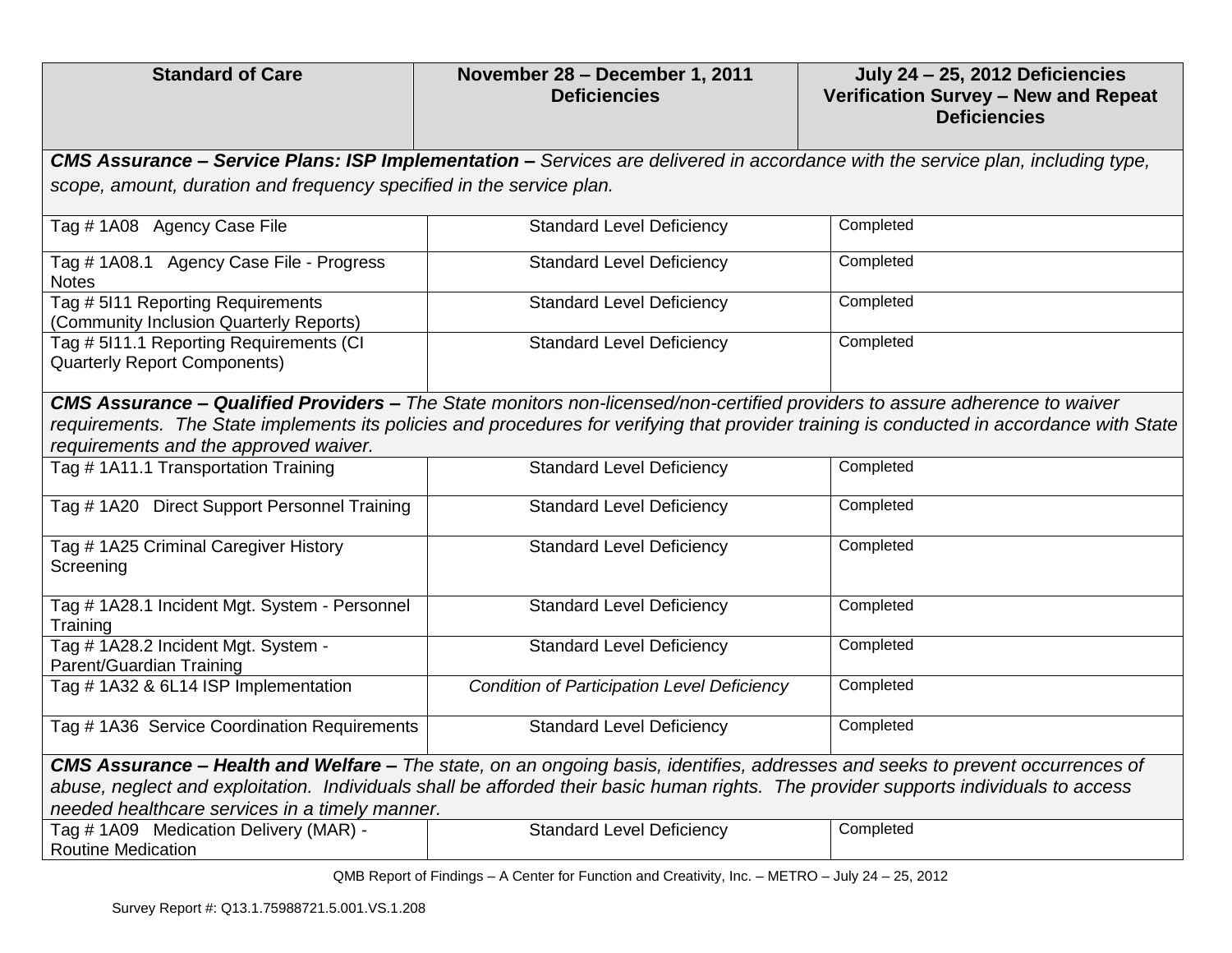| Standard of Care | November 28 – December 1, 2011 Deficiencies | July 24 – 25, 2012 Deficiencies Verification Survey – New and Repeat Deficiencies |
|---|---|---|
| ***CMS Assurance – Service Plans: ISP Implementation –*** *Services are delivered in accordance with the service plan, including type, scope, amount, duration and frequency specified in the service plan.* | | |
| Tag # 1A08 Agency Case File | Standard Level Deficiency | Completed |
| Tag # 1A08.1 Agency Case File - Progress Notes | Standard Level Deficiency | Completed |
| Tag # 5I11 Reporting Requirements (Community Inclusion Quarterly Reports) | Standard Level Deficiency | Completed |
| Tag # 5I11.1 Reporting Requirements (CI Quarterly Report Components) | Standard Level Deficiency | Completed |
| ***CMS Assurance – Qualified Providers –*** *The State monitors non-licensed/non-certified providers to assure adherence to waiver requirements. The State implements its policies and procedures for verifying that provider training is conducted in accordance with State requirements and the approved waiver.* | | |
| Tag # 1A11.1 Transportation Training | Standard Level Deficiency | Completed |
| Tag # 1A20 Direct Support Personnel Training | Standard Level Deficiency | Completed |
| Tag # 1A25 Criminal Caregiver History Screening | Standard Level Deficiency | Completed |
| Tag # 1A28.1 Incident Mgt. System - Personnel Training | Standard Level Deficiency | Completed |
| Tag # 1A28.2 Incident Mgt. System - Parent/Guardian Training | Standard Level Deficiency | Completed |
| Tag # 1A32 & 6L14 ISP Implementation | *Condition of Participation Level Deficiency* | Completed |
| Tag # 1A36 Service Coordination Requirements | Standard Level Deficiency | Completed |
| ***CMS Assurance – Health and Welfare –*** *The state, on an ongoing basis, identifies, addresses and seeks to prevent occurrences of abuse, neglect and exploitation. Individuals shall be afforded their basic human rights. The provider supports individuals to access needed healthcare services in a timely manner.* | | |
| Tag # 1A09 Medication Delivery (MAR) - Routine Medication | Standard Level Deficiency | Completed |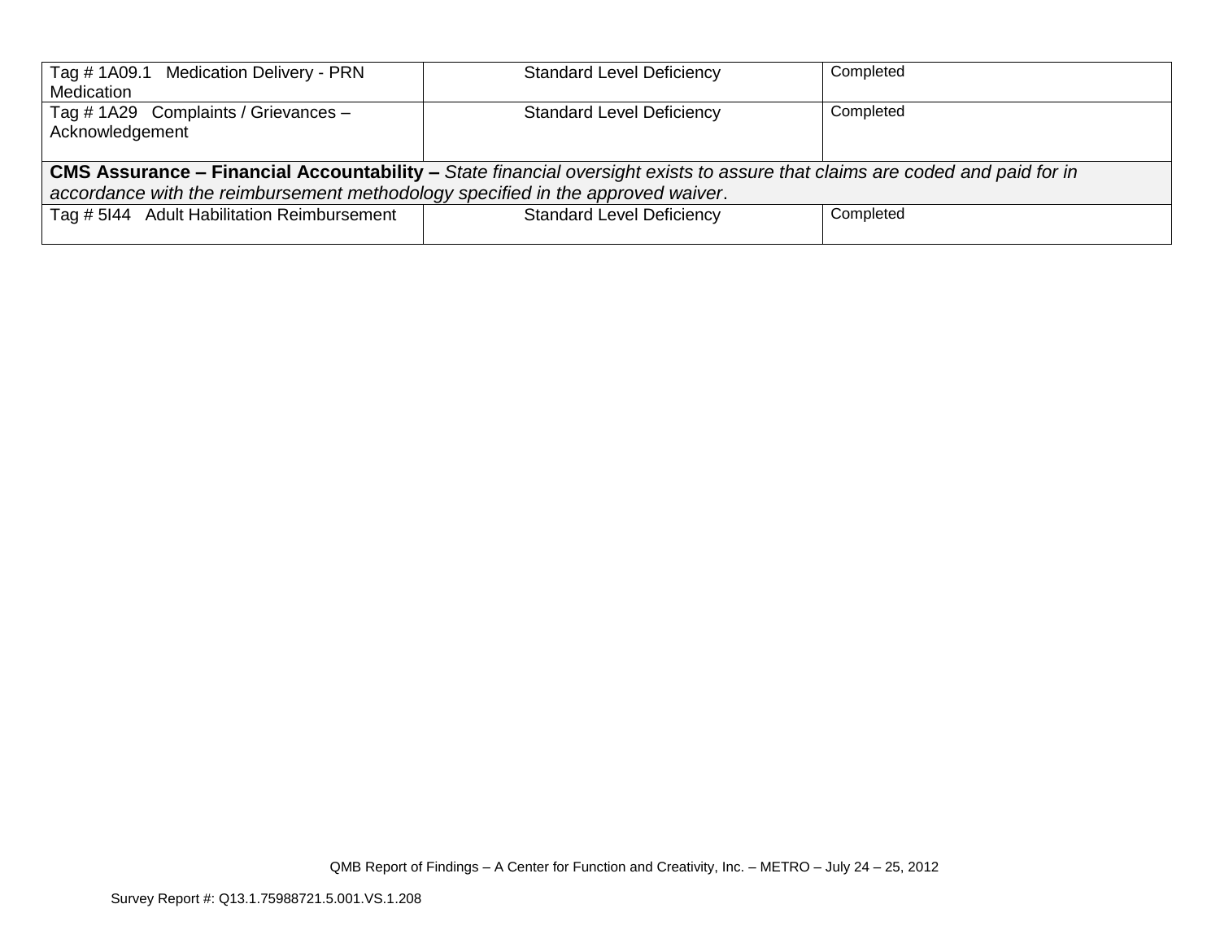| | | |
|---|---|---|
| Tag # 1A09.1 Medication Delivery - PRN Medication | Standard Level Deficiency | Completed |
| Tag # 1A29 Complaints / Grievances – Acknowledgement | Standard Level Deficiency | Completed |
| **CMS Assurance – Financial Accountability –** *State financial oversight exists to assure that claims are coded and paid for in accordance with the reimbursement methodology specified in the approved waiver*. | | |
| Tag # 5I44 Adult Habilitation Reimbursement | Standard Level Deficiency | Completed |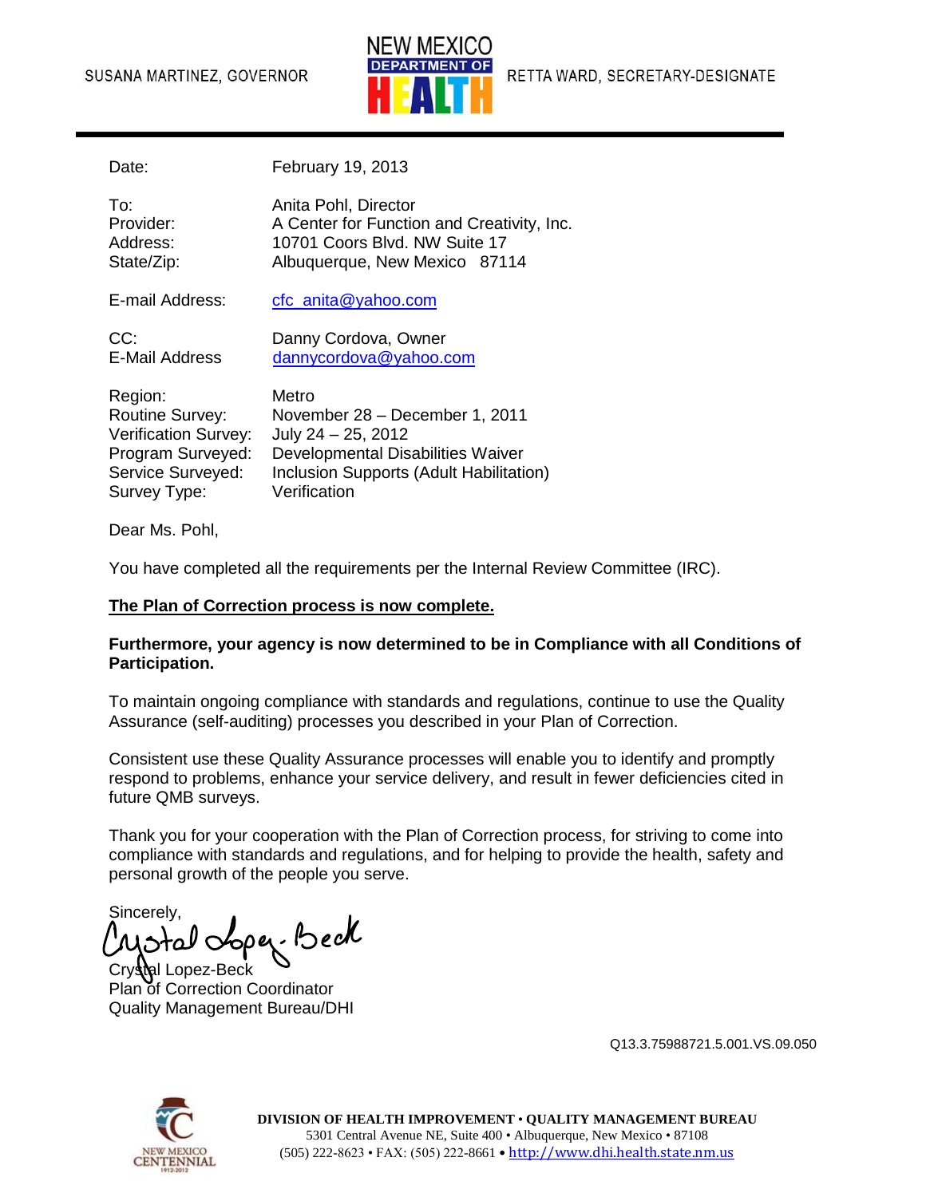SUSANA MARTINEZ, GOVERNOR

NEW MEXICO DEPARTMENT OF HEALTH

RETTA WARD, SECRETARY-DESIGNATE

| | |
|---|---|
| Date: | February 19, 2013 |
| To: | Anita Pohl, Director |
| Provider: | A Center for Function and Creativity, Inc. |
| Address: | 10701 Coors Blvd. NW Suite 17 |
| State/Zip: | Albuquerque, New Mexico 87114 |
| E-mail Address: | cfc_anita@yahoo.com |
| CC: | Danny Cordova, Owner |
| E-Mail Address | dannycordova@yahoo.com |
| Region: | Metro |
| Routine Survey: | November 28 – December 1, 2011 |
| Verification Survey: | July 24 – 25, 2012 |
| Program Surveyed: | Developmental Disabilities Waiver |
| Service Surveyed: | Inclusion Supports (Adult Habilitation) |
| Survey Type: | Verification |

Dear Ms. Pohl,

You have completed all the requirements per the Internal Review Committee (IRC).

**The Plan of Correction process is now complete.**

**Furthermore, your agency is now determined to be in Compliance with all Conditions of Participation.**

To maintain ongoing compliance with standards and regulations, continue to use the Quality Assurance (self-auditing) processes you described in your Plan of Correction.

Consistent use these Quality Assurance processes will enable you to identify and promptly respond to problems, enhance your service delivery, and result in fewer deficiencies cited in future QMB surveys.

Thank you for your cooperation with the Plan of Correction process, for striving to come into compliance with standards and regulations, and for helping to provide the health, safety and personal growth of the people you serve.

Sincerely,

Crystal Lopez-Beck

Crystal Lopez-Beck
Plan of Correction Coordinator
Quality Management Bureau/DHI

Q13.3.75988721.5.001.VS.09.050

**DIVISION OF HEALTH IMPROVEMENT • QUALITY MANAGEMENT BUREAU**
5301 Central Avenue NE, Suite 400 • Albuquerque, New Mexico • 87108
(505) 222-8623 • FAX: (505) 222-8661 • http://www.dhi.health.state.nm.us